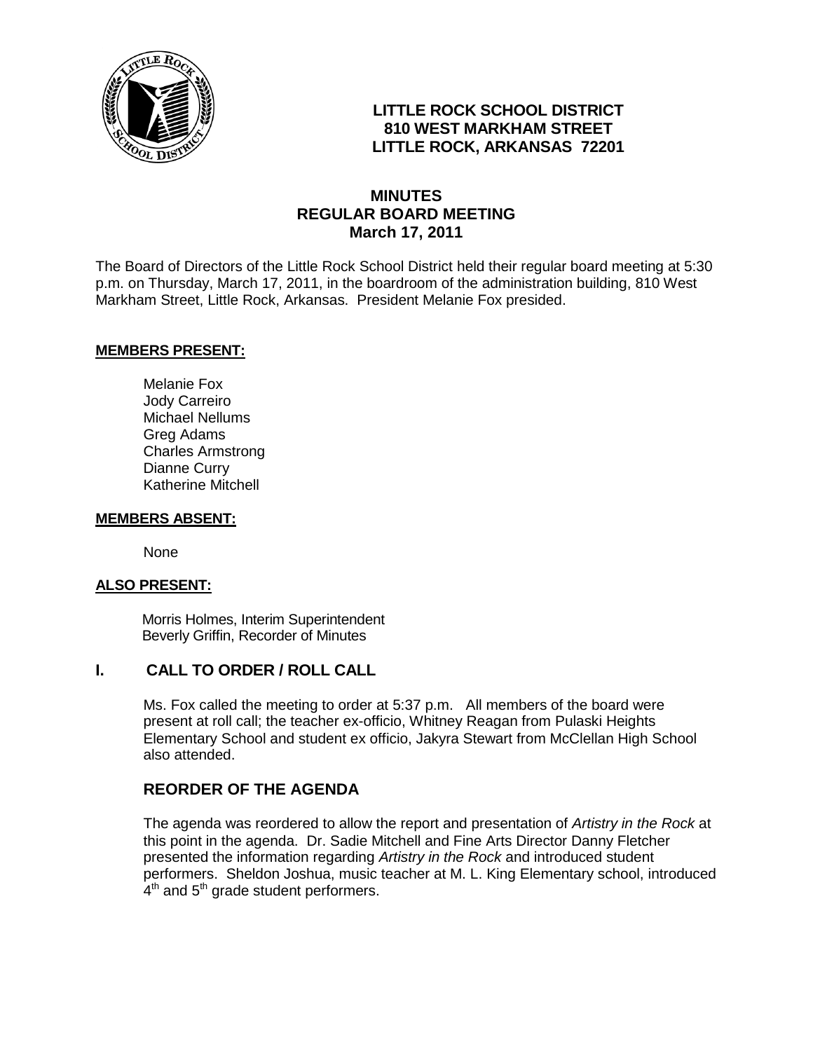**LITTLE ROCK SCHOOL DISTRICT**
**810 WEST MARKHAM STREET**
**LITTLE ROCK, ARKANSAS 72201**

# MINUTES
## REGULAR BOARD MEETING
### March 17, 2011

The Board of Directors of the Little Rock School District held their regular board meeting at 5:30 p.m. on Thursday, March 17, 2011, in the boardroom of the administration building, 810 West Markham Street, Little Rock, Arkansas. President Melanie Fox presided.

**MEMBERS PRESENT:**

Melanie Fox
Jody Carreiro
Michael Nellums
Greg Adams
Charles Armstrong
Dianne Curry
Katherine Mitchell

**MEMBERS ABSENT:**

None

**ALSO PRESENT:**

Morris Holmes, Interim Superintendent
Beverly Griffin, Recorder of Minutes

## I. CALL TO ORDER / ROLL CALL

Ms. Fox called the meeting to order at 5:37 p.m. All members of the board were present at roll call; the teacher ex-officio, Whitney Reagan from Pulaski Heights Elementary School and student ex officio, Jakyra Stewart from McClellan High School also attended.

## REORDER OF THE AGENDA

The agenda was reordered to allow the report and presentation of *Artistry in the Rock* at this point in the agenda. Dr. Sadie Mitchell and Fine Arts Director Danny Fletcher presented the information regarding *Artistry in the Rock* and introduced student performers. Sheldon Joshua, music teacher at M. L. King Elementary school, introduced 4th and 5th grade student performers.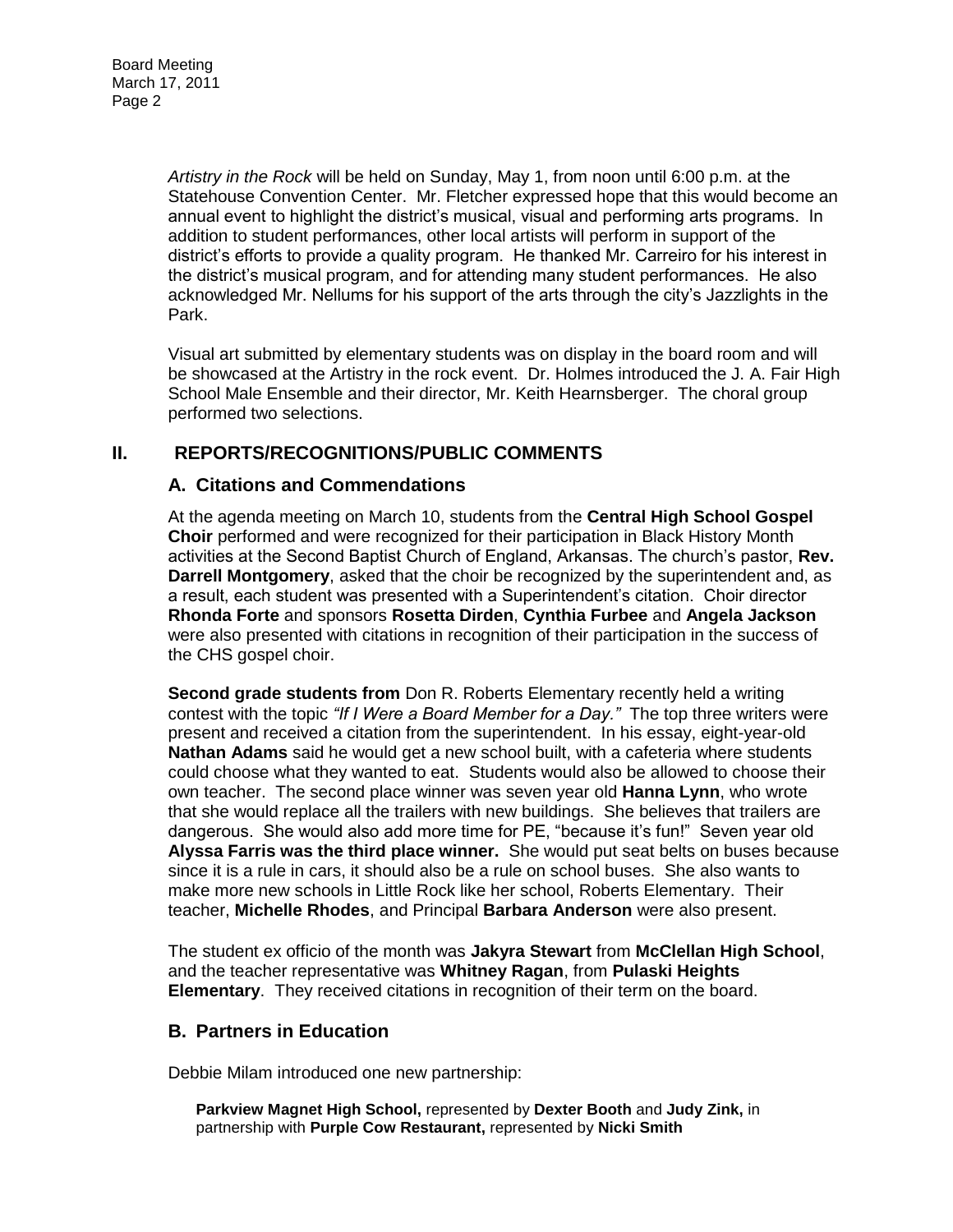*Artistry in the Rock* will be held on Sunday, May 1, from noon until 6:00 p.m. at the Statehouse Convention Center. Mr. Fletcher expressed hope that this would become an annual event to highlight the district's musical, visual and performing arts programs. In addition to student performances, other local artists will perform in support of the district's efforts to provide a quality program. He thanked Mr. Carreiro for his interest in the district's musical program, and for attending many student performances. He also acknowledged Mr. Nellums for his support of the arts through the city's Jazzlights in the Park.

Visual art submitted by elementary students was on display in the board room and will be showcased at the Artistry in the rock event. Dr. Holmes introduced the J. A. Fair High School Male Ensemble and their director, Mr. Keith Hearnsberger. The choral group performed two selections.

## II. REPORTS/RECOGNITIONS/PUBLIC COMMENTS

### A. Citations and Commendations

At the agenda meeting on March 10, students from the **Central High School Gospel Choir** performed and were recognized for their participation in Black History Month activities at the Second Baptist Church of England, Arkansas. The church's pastor, **Rev. Darrell Montgomery**, asked that the choir be recognized by the superintendent and, as a result, each student was presented with a Superintendent's citation. Choir director **Rhonda Forte** and sponsors **Rosetta Dirden**, **Cynthia Furbee** and **Angela Jackson** were also presented with citations in recognition of their participation in the success of the CHS gospel choir.

**Second grade students from** Don R. Roberts Elementary recently held a writing contest with the topic *"If I Were a Board Member for a Day."* The top three writers were present and received a citation from the superintendent. In his essay, eight-year-old **Nathan Adams** said he would get a new school built, with a cafeteria where students could choose what they wanted to eat. Students would also be allowed to choose their own teacher. The second place winner was seven year old **Hanna Lynn**, who wrote that she would replace all the trailers with new buildings. She believes that trailers are dangerous. She would also add more time for PE, "because it's fun!" Seven year old **Alyssa Farris was the third place winner.** She would put seat belts on buses because since it is a rule in cars, it should also be a rule on school buses. She also wants to make more new schools in Little Rock like her school, Roberts Elementary. Their teacher, **Michelle Rhodes**, and Principal **Barbara Anderson** were also present.

The student ex officio of the month was **Jakyra Stewart** from **McClellan High School**, and the teacher representative was **Whitney Ragan**, from **Pulaski Heights Elementary**. They received citations in recognition of their term on the board.

### B. Partners in Education

Debbie Milam introduced one new partnership:

**Parkview Magnet High School,** represented by **Dexter Booth** and **Judy Zink,** in partnership with **Purple Cow Restaurant,** represented by **Nicki Smith**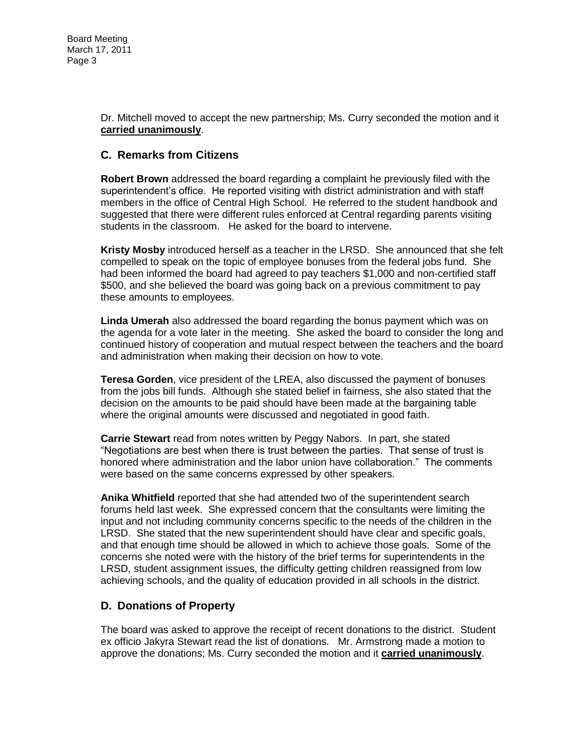Dr. Mitchell moved to accept the new partnership; Ms. Curry seconded the motion and it **carried unanimously**.

## C. Remarks from Citizens

**Robert Brown** addressed the board regarding a complaint he previously filed with the superintendent's office. He reported visiting with district administration and with staff members in the office of Central High School. He referred to the student handbook and suggested that there were different rules enforced at Central regarding parents visiting students in the classroom. He asked for the board to intervene.

**Kristy Mosby** introduced herself as a teacher in the LRSD. She announced that she felt compelled to speak on the topic of employee bonuses from the federal jobs fund. She had been informed the board had agreed to pay teachers $1,000 and non-certified staff $500, and she believed the board was going back on a previous commitment to pay these amounts to employees.

**Linda Umerah** also addressed the board regarding the bonus payment which was on the agenda for a vote later in the meeting. She asked the board to consider the long and continued history of cooperation and mutual respect between the teachers and the board and administration when making their decision on how to vote.

**Teresa Gorden**, vice president of the LREA, also discussed the payment of bonuses from the jobs bill funds. Although she stated belief in fairness, she also stated that the decision on the amounts to be paid should have been made at the bargaining table where the original amounts were discussed and negotiated in good faith.

**Carrie Stewart** read from notes written by Peggy Nabors. In part, she stated "Negotiations are best when there is trust between the parties. That sense of trust is honored where administration and the labor union have collaboration." The comments were based on the same concerns expressed by other speakers.

**Anika Whitfield** reported that she had attended two of the superintendent search forums held last week. She expressed concern that the consultants were limiting the input and not including community concerns specific to the needs of the children in the LRSD. She stated that the new superintendent should have clear and specific goals, and that enough time should be allowed in which to achieve those goals. Some of the concerns she noted were with the history of the brief terms for superintendents in the LRSD, student assignment issues, the difficulty getting children reassigned from low achieving schools, and the quality of education provided in all schools in the district.

## D. Donations of Property

The board was asked to approve the receipt of recent donations to the district. Student ex officio Jakyra Stewart read the list of donations. Mr. Armstrong made a motion to approve the donations; Ms. Curry seconded the motion and it **carried unanimously**.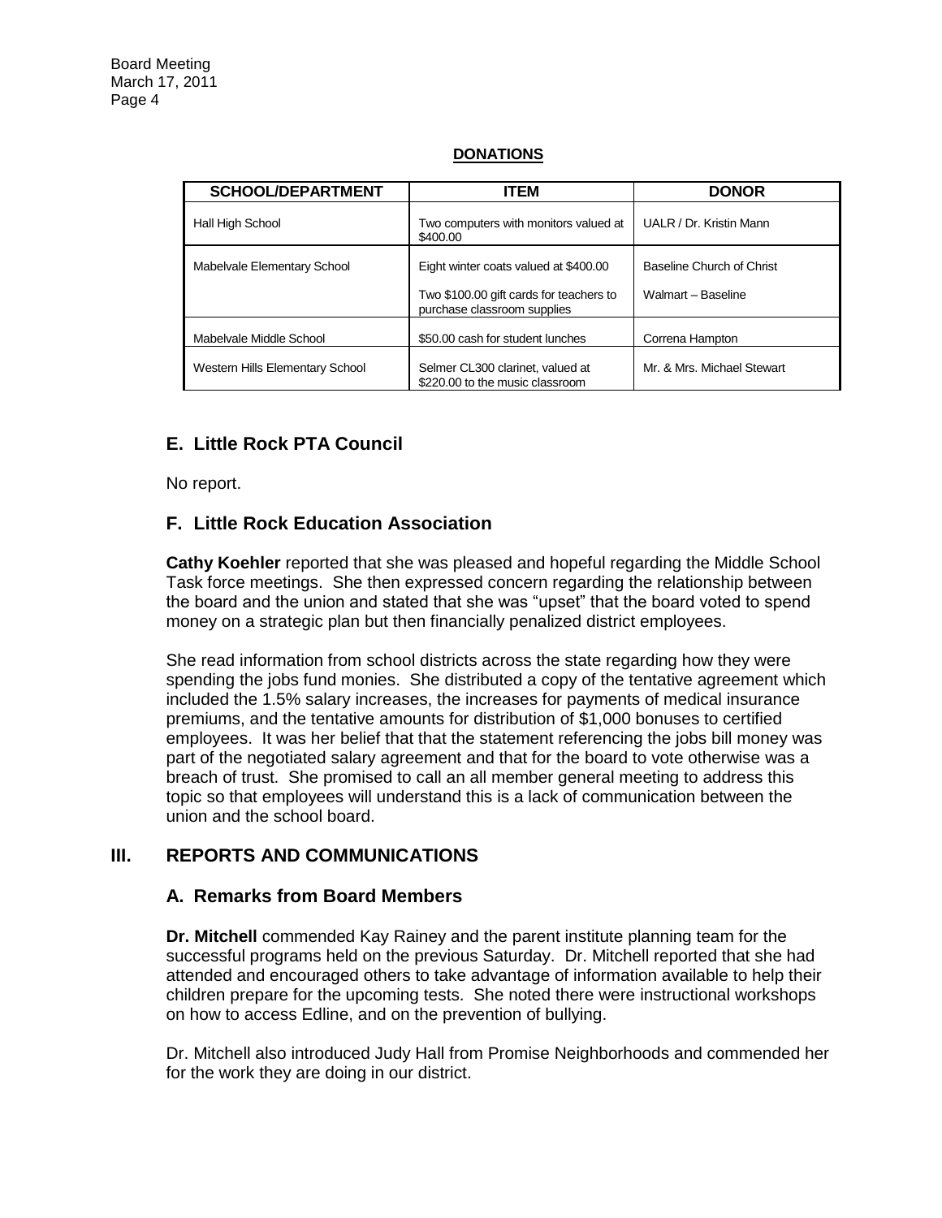**DONATIONS**

| SCHOOL/DEPARTMENT | ITEM | DONOR |
|---|---|---|
| Hall High School | Two computers with monitors valued at $400.00 | UALR / Dr. Kristin Mann |
| Mabelvale Elementary School | Eight winter coats valued at $400.00 | Baseline Church of Christ |
| | Two $100.00 gift cards for teachers to purchase classroom supplies | Walmart – Baseline |
| Mabelvale Middle School | $50.00 cash for student lunches | Correna Hampton |
| Western Hills Elementary School | Selmer CL300 clarinet, valued at $220.00 to the music classroom | Mr. & Mrs. Michael Stewart |

### E. Little Rock PTA Council

No report.

### F. Little Rock Education Association

**Cathy Koehler** reported that she was pleased and hopeful regarding the Middle School Task force meetings. She then expressed concern regarding the relationship between the board and the union and stated that she was "upset" that the board voted to spend money on a strategic plan but then financially penalized district employees.

She read information from school districts across the state regarding how they were spending the jobs fund monies. She distributed a copy of the tentative agreement which included the 1.5% salary increases, the increases for payments of medical insurance premiums, and the tentative amounts for distribution of $1,000 bonuses to certified employees. It was her belief that that the statement referencing the jobs bill money was part of the negotiated salary agreement and that for the board to vote otherwise was a breach of trust. She promised to call an all member general meeting to address this topic so that employees will understand this is a lack of communication between the union and the school board.

## III. REPORTS AND COMMUNICATIONS

### A. Remarks from Board Members

**Dr. Mitchell** commended Kay Rainey and the parent institute planning team for the successful programs held on the previous Saturday. Dr. Mitchell reported that she had attended and encouraged others to take advantage of information available to help their children prepare for the upcoming tests. She noted there were instructional workshops on how to access Edline, and on the prevention of bullying.

Dr. Mitchell also introduced Judy Hall from Promise Neighborhoods and commended her for the work they are doing in our district.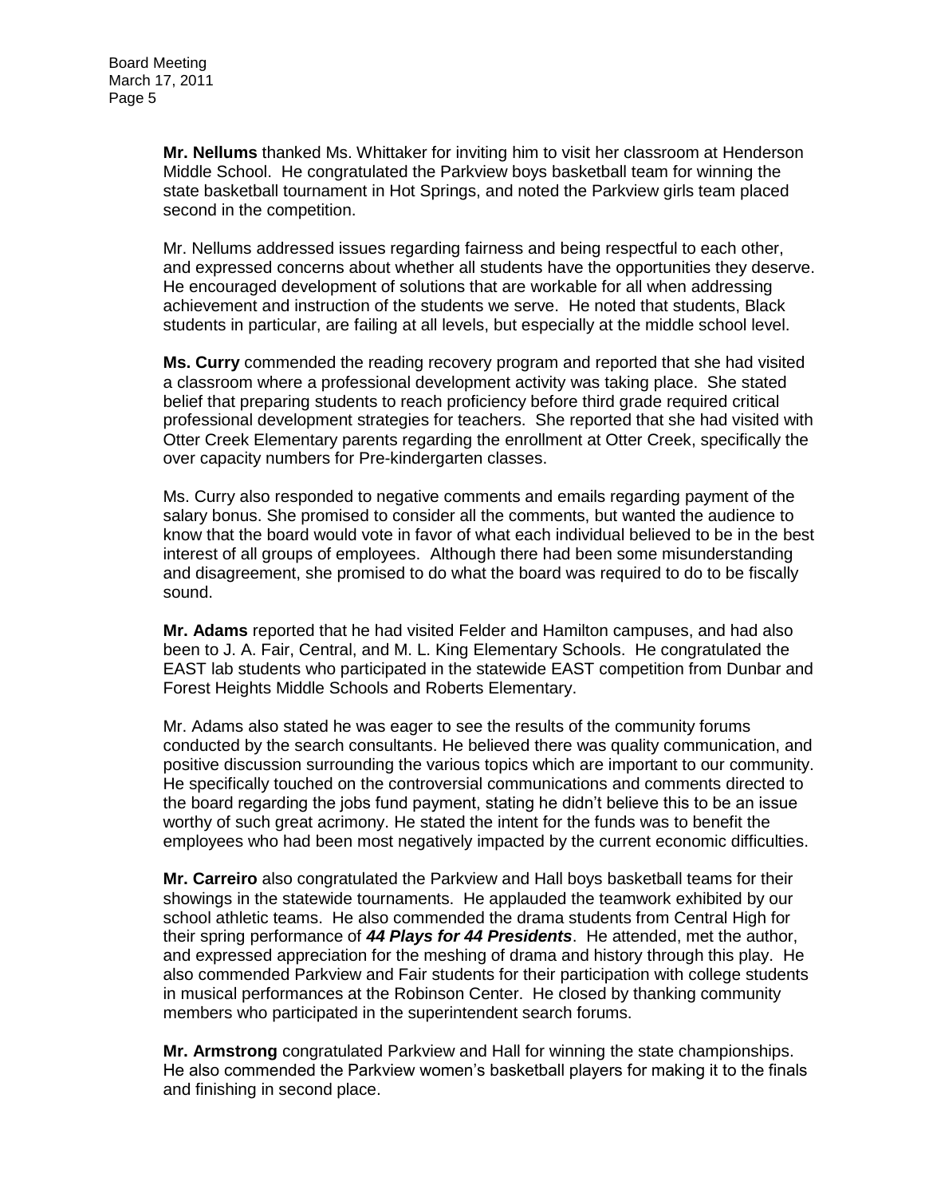**Mr. Nellums** thanked Ms. Whittaker for inviting him to visit her classroom at Henderson Middle School. He congratulated the Parkview boys basketball team for winning the state basketball tournament in Hot Springs, and noted the Parkview girls team placed second in the competition.

Mr. Nellums addressed issues regarding fairness and being respectful to each other, and expressed concerns about whether all students have the opportunities they deserve. He encouraged development of solutions that are workable for all when addressing achievement and instruction of the students we serve. He noted that students, Black students in particular, are failing at all levels, but especially at the middle school level.

**Ms. Curry** commended the reading recovery program and reported that she had visited a classroom where a professional development activity was taking place. She stated belief that preparing students to reach proficiency before third grade required critical professional development strategies for teachers. She reported that she had visited with Otter Creek Elementary parents regarding the enrollment at Otter Creek, specifically the over capacity numbers for Pre-kindergarten classes.

Ms. Curry also responded to negative comments and emails regarding payment of the salary bonus. She promised to consider all the comments, but wanted the audience to know that the board would vote in favor of what each individual believed to be in the best interest of all groups of employees. Although there had been some misunderstanding and disagreement, she promised to do what the board was required to do to be fiscally sound.

**Mr. Adams** reported that he had visited Felder and Hamilton campuses, and had also been to J. A. Fair, Central, and M. L. King Elementary Schools. He congratulated the EAST lab students who participated in the statewide EAST competition from Dunbar and Forest Heights Middle Schools and Roberts Elementary.

Mr. Adams also stated he was eager to see the results of the community forums conducted by the search consultants. He believed there was quality communication, and positive discussion surrounding the various topics which are important to our community. He specifically touched on the controversial communications and comments directed to the board regarding the jobs fund payment, stating he didn't believe this to be an issue worthy of such great acrimony. He stated the intent for the funds was to benefit the employees who had been most negatively impacted by the current economic difficulties.

**Mr. Carreiro** also congratulated the Parkview and Hall boys basketball teams for their showings in the statewide tournaments. He applauded the teamwork exhibited by our school athletic teams. He also commended the drama students from Central High for their spring performance of ***44 Plays for 44 Presidents***. He attended, met the author, and expressed appreciation for the meshing of drama and history through this play. He also commended Parkview and Fair students for their participation with college students in musical performances at the Robinson Center. He closed by thanking community members who participated in the superintendent search forums.

**Mr. Armstrong** congratulated Parkview and Hall for winning the state championships. He also commended the Parkview women's basketball players for making it to the finals and finishing in second place.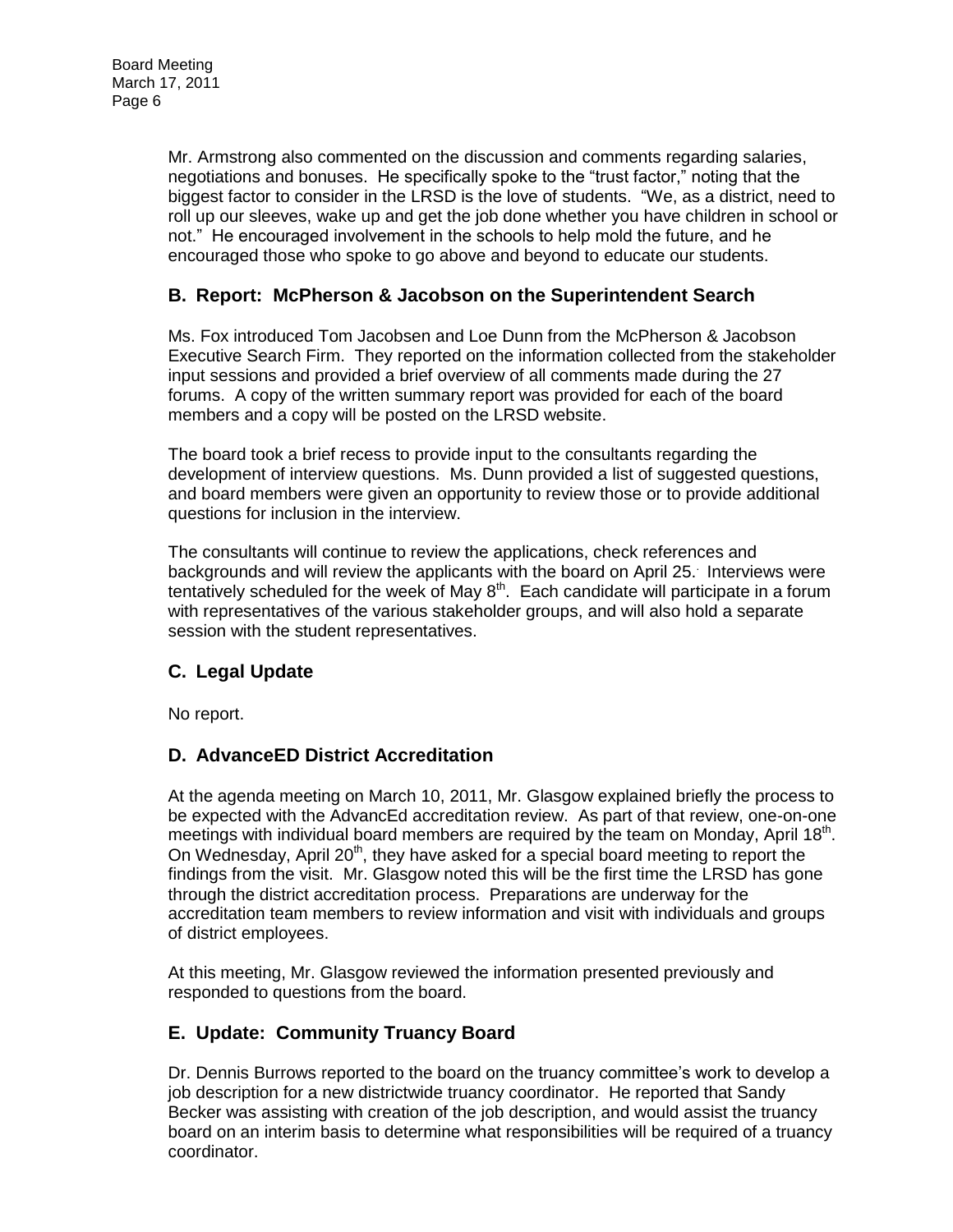Mr. Armstrong also commented on the discussion and comments regarding salaries, negotiations and bonuses. He specifically spoke to the "trust factor," noting that the biggest factor to consider in the LRSD is the love of students. "We, as a district, need to roll up our sleeves, wake up and get the job done whether you have children in school or not." He encouraged involvement in the schools to help mold the future, and he encouraged those who spoke to go above and beyond to educate our students.

## B. Report: McPherson & Jacobson on the Superintendent Search

Ms. Fox introduced Tom Jacobsen and Loe Dunn from the McPherson & Jacobson Executive Search Firm. They reported on the information collected from the stakeholder input sessions and provided a brief overview of all comments made during the 27 forums. A copy of the written summary report was provided for each of the board members and a copy will be posted on the LRSD website.

The board took a brief recess to provide input to the consultants regarding the development of interview questions. Ms. Dunn provided a list of suggested questions, and board members were given an opportunity to review those or to provide additional questions for inclusion in the interview.

The consultants will continue to review the applications, check references and backgrounds and will review the applicants with the board on April 25. Interviews were tentatively scheduled for the week of May 8th. Each candidate will participate in a forum with representatives of the various stakeholder groups, and will also hold a separate session with the student representatives.

## C. Legal Update

No report.

## D. AdvanceED District Accreditation

At the agenda meeting on March 10, 2011, Mr. Glasgow explained briefly the process to be expected with the AdvancEd accreditation review. As part of that review, one-on-one meetings with individual board members are required by the team on Monday, April 18th. On Wednesday, April 20th, they have asked for a special board meeting to report the findings from the visit. Mr. Glasgow noted this will be the first time the LRSD has gone through the district accreditation process. Preparations are underway for the accreditation team members to review information and visit with individuals and groups of district employees.

At this meeting, Mr. Glasgow reviewed the information presented previously and responded to questions from the board.

## E. Update: Community Truancy Board

Dr. Dennis Burrows reported to the board on the truancy committee's work to develop a job description for a new districtwide truancy coordinator. He reported that Sandy Becker was assisting with creation of the job description, and would assist the truancy board on an interim basis to determine what responsibilities will be required of a truancy coordinator.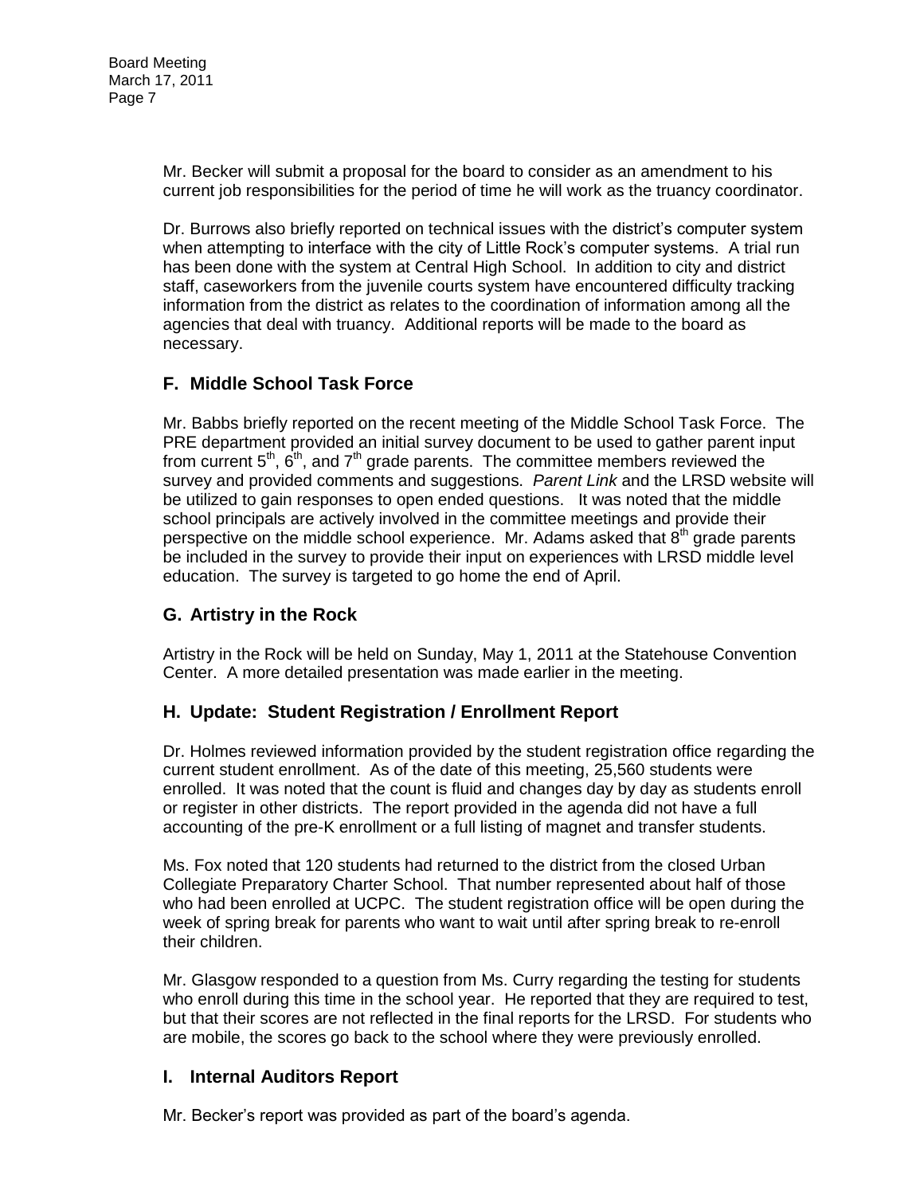Mr. Becker will submit a proposal for the board to consider as an amendment to his current job responsibilities for the period of time he will work as the truancy coordinator.

Dr. Burrows also briefly reported on technical issues with the district's computer system when attempting to interface with the city of Little Rock's computer systems. A trial run has been done with the system at Central High School. In addition to city and district staff, caseworkers from the juvenile courts system have encountered difficulty tracking information from the district as relates to the coordination of information among all the agencies that deal with truancy. Additional reports will be made to the board as necessary.

## F. Middle School Task Force

Mr. Babbs briefly reported on the recent meeting of the Middle School Task Force. The PRE department provided an initial survey document to be used to gather parent input from current 5th, 6th, and 7th grade parents. The committee members reviewed the survey and provided comments and suggestions. *Parent Link* and the LRSD website will be utilized to gain responses to open ended questions. It was noted that the middle school principals are actively involved in the committee meetings and provide their perspective on the middle school experience. Mr. Adams asked that 8th grade parents be included in the survey to provide their input on experiences with LRSD middle level education. The survey is targeted to go home the end of April.

## G. Artistry in the Rock

Artistry in the Rock will be held on Sunday, May 1, 2011 at the Statehouse Convention Center. A more detailed presentation was made earlier in the meeting.

## H. Update: Student Registration / Enrollment Report

Dr. Holmes reviewed information provided by the student registration office regarding the current student enrollment. As of the date of this meeting, 25,560 students were enrolled. It was noted that the count is fluid and changes day by day as students enroll or register in other districts. The report provided in the agenda did not have a full accounting of the pre-K enrollment or a full listing of magnet and transfer students.

Ms. Fox noted that 120 students had returned to the district from the closed Urban Collegiate Preparatory Charter School. That number represented about half of those who had been enrolled at UCPC. The student registration office will be open during the week of spring break for parents who want to wait until after spring break to re-enroll their children.

Mr. Glasgow responded to a question from Ms. Curry regarding the testing for students who enroll during this time in the school year. He reported that they are required to test, but that their scores are not reflected in the final reports for the LRSD. For students who are mobile, the scores go back to the school where they were previously enrolled.

## I. Internal Auditors Report

Mr. Becker's report was provided as part of the board's agenda.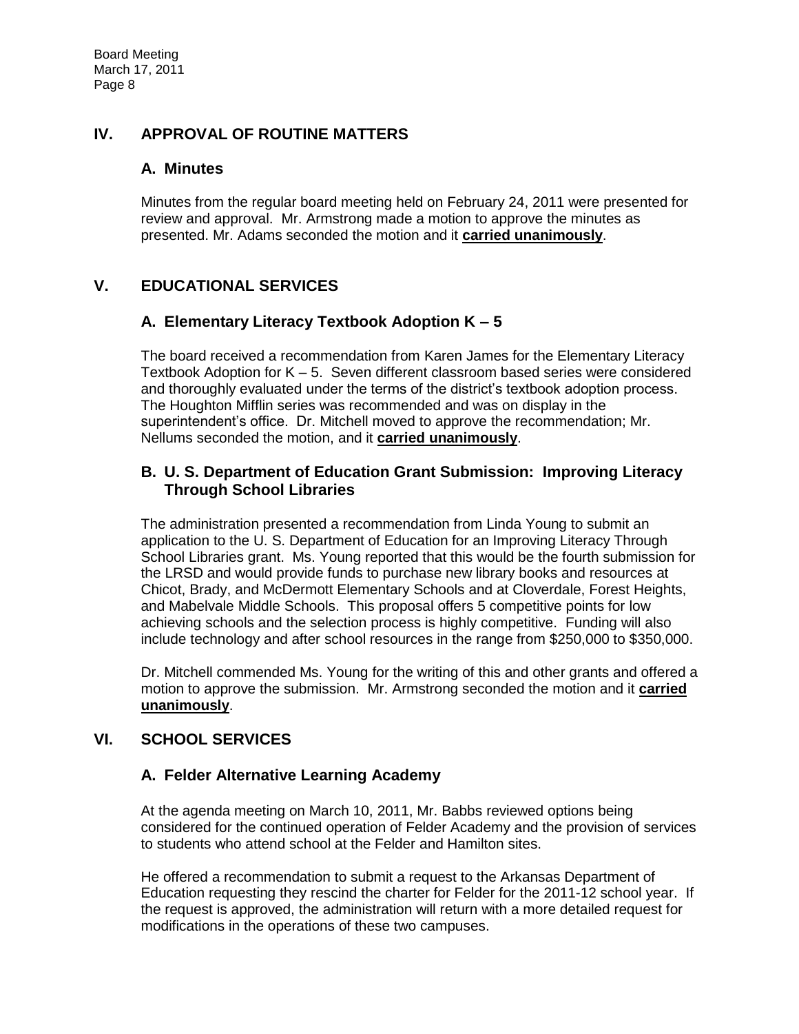## IV. APPROVAL OF ROUTINE MATTERS

### A. Minutes

Minutes from the regular board meeting held on February 24, 2011 were presented for review and approval. Mr. Armstrong made a motion to approve the minutes as presented. Mr. Adams seconded the motion and it **carried unanimously**.

## V. EDUCATIONAL SERVICES

### A. Elementary Literacy Textbook Adoption K – 5

The board received a recommendation from Karen James for the Elementary Literacy Textbook Adoption for K – 5. Seven different classroom based series were considered and thoroughly evaluated under the terms of the district's textbook adoption process. The Houghton Mifflin series was recommended and was on display in the superintendent's office. Dr. Mitchell moved to approve the recommendation; Mr. Nellums seconded the motion, and it **carried unanimously**.

### B. U. S. Department of Education Grant Submission: Improving Literacy Through School Libraries

The administration presented a recommendation from Linda Young to submit an application to the U. S. Department of Education for an Improving Literacy Through School Libraries grant. Ms. Young reported that this would be the fourth submission for the LRSD and would provide funds to purchase new library books and resources at Chicot, Brady, and McDermott Elementary Schools and at Cloverdale, Forest Heights, and Mabelvale Middle Schools. This proposal offers 5 competitive points for low achieving schools and the selection process is highly competitive. Funding will also include technology and after school resources in the range from $250,000 to $350,000.

Dr. Mitchell commended Ms. Young for the writing of this and other grants and offered a motion to approve the submission. Mr. Armstrong seconded the motion and it **carried unanimously**.

## VI. SCHOOL SERVICES

### A. Felder Alternative Learning Academy

At the agenda meeting on March 10, 2011, Mr. Babbs reviewed options being considered for the continued operation of Felder Academy and the provision of services to students who attend school at the Felder and Hamilton sites.

He offered a recommendation to submit a request to the Arkansas Department of Education requesting they rescind the charter for Felder for the 2011-12 school year. If the request is approved, the administration will return with a more detailed request for modifications in the operations of these two campuses.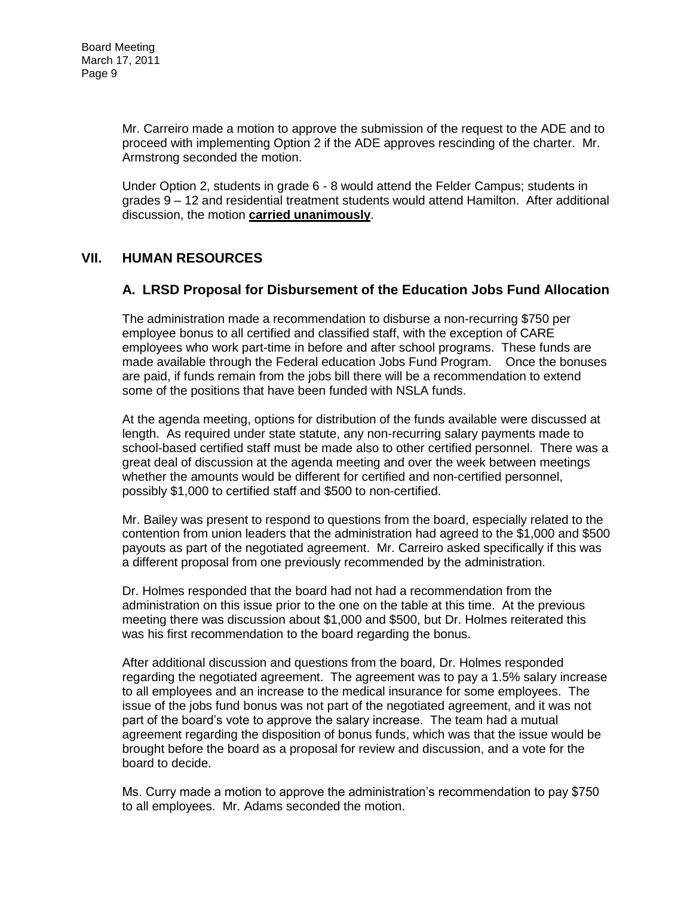Mr. Carreiro made a motion to approve the submission of the request to the ADE and to proceed with implementing Option 2 if the ADE approves rescinding of the charter. Mr. Armstrong seconded the motion.

Under Option 2, students in grade 6 - 8 would attend the Felder Campus; students in grades 9 – 12 and residential treatment students would attend Hamilton. After additional discussion, the motion **carried unanimously**.

## VII. HUMAN RESOURCES

### A. LRSD Proposal for Disbursement of the Education Jobs Fund Allocation

The administration made a recommendation to disburse a non-recurring $750 per employee bonus to all certified and classified staff, with the exception of CARE employees who work part-time in before and after school programs. These funds are made available through the Federal education Jobs Fund Program. Once the bonuses are paid, if funds remain from the jobs bill there will be a recommendation to extend some of the positions that have been funded with NSLA funds.

At the agenda meeting, options for distribution of the funds available were discussed at length. As required under state statute, any non-recurring salary payments made to school-based certified staff must be made also to other certified personnel. There was a great deal of discussion at the agenda meeting and over the week between meetings whether the amounts would be different for certified and non-certified personnel, possibly $1,000 to certified staff and $500 to non-certified.

Mr. Bailey was present to respond to questions from the board, especially related to the contention from union leaders that the administration had agreed to the $1,000 and $500 payouts as part of the negotiated agreement. Mr. Carreiro asked specifically if this was a different proposal from one previously recommended by the administration.

Dr. Holmes responded that the board had not had a recommendation from the administration on this issue prior to the one on the table at this time. At the previous meeting there was discussion about $1,000 and $500, but Dr. Holmes reiterated this was his first recommendation to the board regarding the bonus.

After additional discussion and questions from the board, Dr. Holmes responded regarding the negotiated agreement. The agreement was to pay a 1.5% salary increase to all employees and an increase to the medical insurance for some employees. The issue of the jobs fund bonus was not part of the negotiated agreement, and it was not part of the board's vote to approve the salary increase. The team had a mutual agreement regarding the disposition of bonus funds, which was that the issue would be brought before the board as a proposal for review and discussion, and a vote for the board to decide.

Ms. Curry made a motion to approve the administration's recommendation to pay $750 to all employees. Mr. Adams seconded the motion.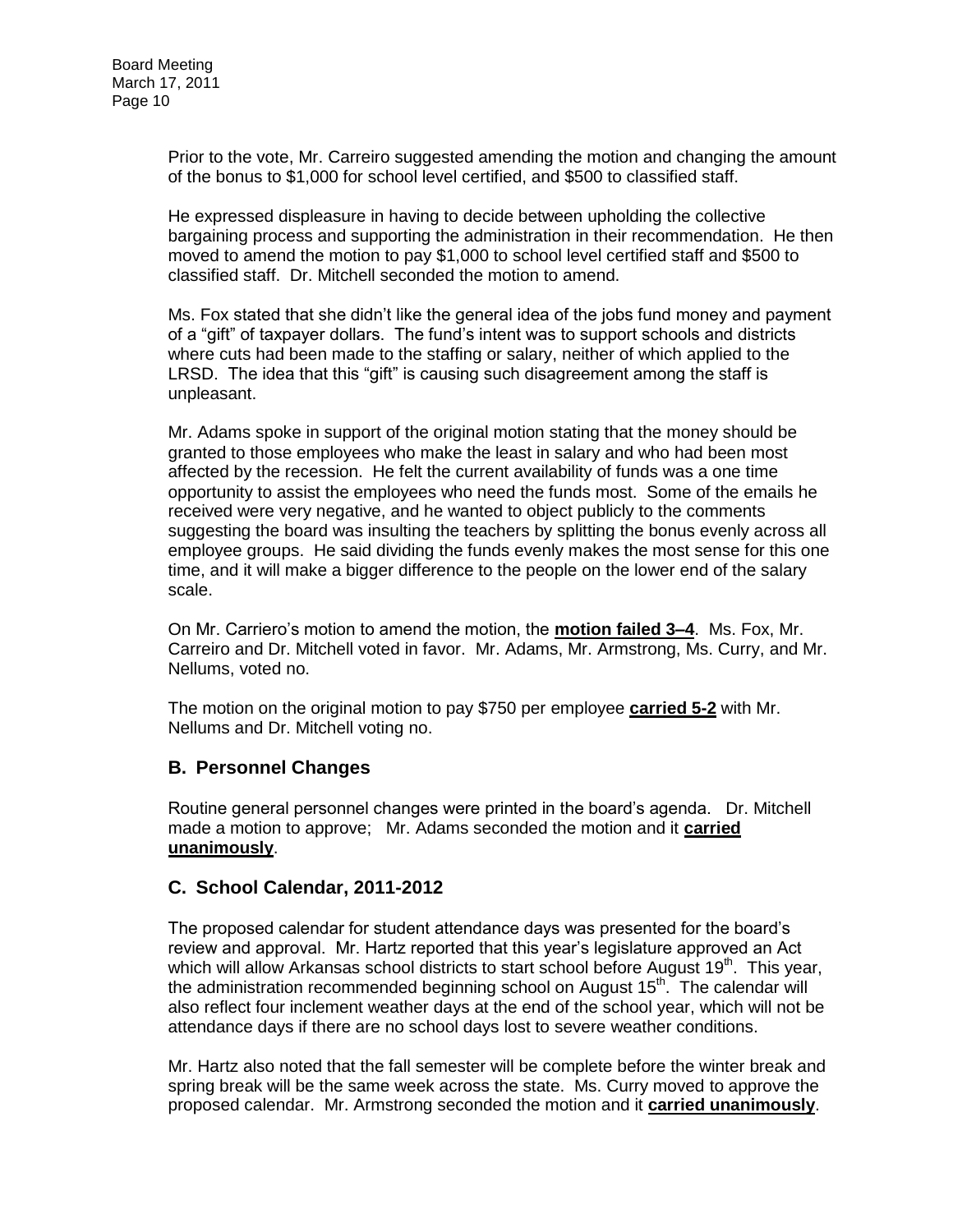Prior to the vote, Mr. Carreiro suggested amending the motion and changing the amount of the bonus to $1,000 for school level certified, and $500 to classified staff.

He expressed displeasure in having to decide between upholding the collective bargaining process and supporting the administration in their recommendation. He then moved to amend the motion to pay $1,000 to school level certified staff and $500 to classified staff. Dr. Mitchell seconded the motion to amend.

Ms. Fox stated that she didn't like the general idea of the jobs fund money and payment of a "gift" of taxpayer dollars. The fund's intent was to support schools and districts where cuts had been made to the staffing or salary, neither of which applied to the LRSD. The idea that this "gift" is causing such disagreement among the staff is unpleasant.

Mr. Adams spoke in support of the original motion stating that the money should be granted to those employees who make the least in salary and who had been most affected by the recession. He felt the current availability of funds was a one time opportunity to assist the employees who need the funds most. Some of the emails he received were very negative, and he wanted to object publicly to the comments suggesting the board was insulting the teachers by splitting the bonus evenly across all employee groups. He said dividing the funds evenly makes the most sense for this one time, and it will make a bigger difference to the people on the lower end of the salary scale.

On Mr. Carriero's motion to amend the motion, the **motion failed 3–4**. Ms. Fox, Mr. Carreiro and Dr. Mitchell voted in favor. Mr. Adams, Mr. Armstrong, Ms. Curry, and Mr. Nellums, voted no.

The motion on the original motion to pay $750 per employee **carried 5-2** with Mr. Nellums and Dr. Mitchell voting no.

## B. Personnel Changes

Routine general personnel changes were printed in the board's agenda. Dr. Mitchell made a motion to approve; Mr. Adams seconded the motion and it **carried unanimously**.

## C. School Calendar, 2011-2012

The proposed calendar for student attendance days was presented for the board's review and approval. Mr. Hartz reported that this year's legislature approved an Act which will allow Arkansas school districts to start school before August 19th. This year, the administration recommended beginning school on August 15th. The calendar will also reflect four inclement weather days at the end of the school year, which will not be attendance days if there are no school days lost to severe weather conditions.

Mr. Hartz also noted that the fall semester will be complete before the winter break and spring break will be the same week across the state. Ms. Curry moved to approve the proposed calendar. Mr. Armstrong seconded the motion and it **carried unanimously**.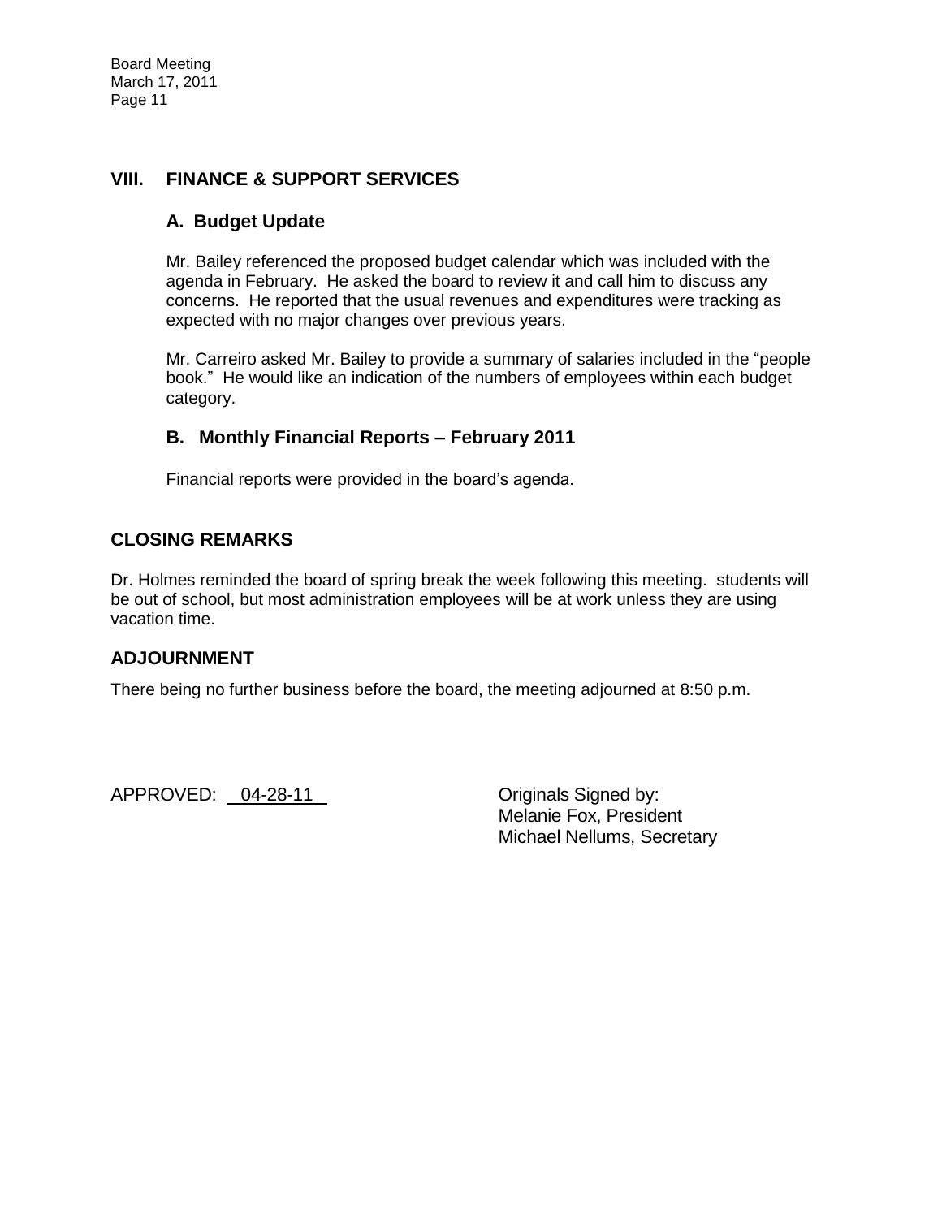## VIII. FINANCE & SUPPORT SERVICES

### A. Budget Update

Mr. Bailey referenced the proposed budget calendar which was included with the agenda in February. He asked the board to review it and call him to discuss any concerns. He reported that the usual revenues and expenditures were tracking as expected with no major changes over previous years.

Mr. Carreiro asked Mr. Bailey to provide a summary of salaries included in the "people book." He would like an indication of the numbers of employees within each budget category.

### B. Monthly Financial Reports – February 2011

Financial reports were provided in the board's agenda.

## CLOSING REMARKS

Dr. Holmes reminded the board of spring break the week following this meeting. students will be out of school, but most administration employees will be at work unless they are using vacation time.

## ADJOURNMENT

There being no further business before the board, the meeting adjourned at 8:50 p.m.

APPROVED: 04-28-11

Originals Signed by:
Melanie Fox, President
Michael Nellums, Secretary